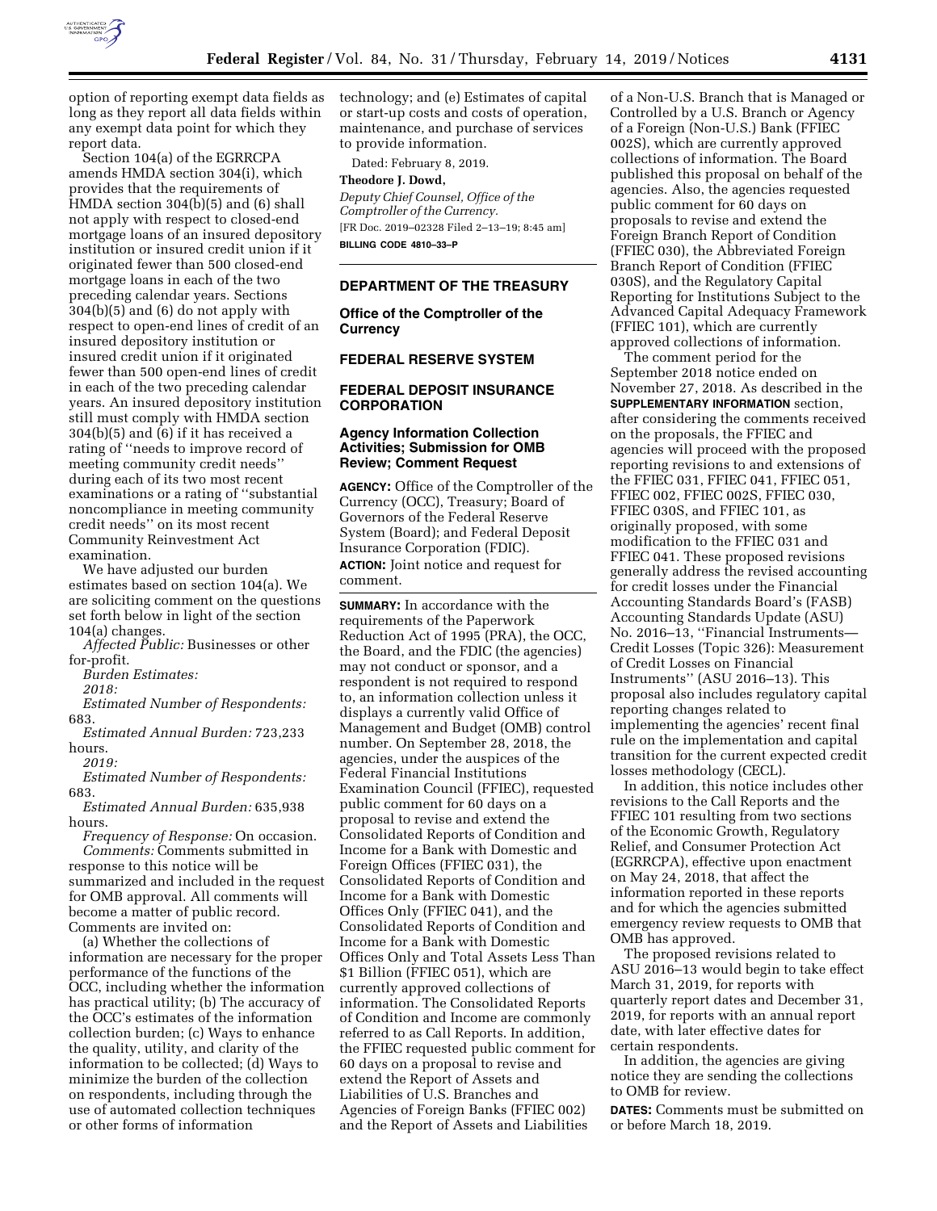option of reporting exempt data fields as long as they report all data fields within any exempt data point for which they report data.

Section 104(a) of the EGRRCPA amends HMDA section 304(i), which provides that the requirements of HMDA section 304(b)(5) and (6) shall not apply with respect to closed-end mortgage loans of an insured depository institution or insured credit union if it originated fewer than 500 closed-end mortgage loans in each of the two preceding calendar years. Sections 304(b)(5) and (6) do not apply with respect to open-end lines of credit of an insured depository institution or insured credit union if it originated fewer than 500 open-end lines of credit in each of the two preceding calendar years. An insured depository institution still must comply with HMDA section 304(b)(5) and (6) if it has received a rating of ''needs to improve record of meeting community credit needs'' during each of its two most recent examinations or a rating of ''substantial noncompliance in meeting community credit needs'' on its most recent Community Reinvestment Act examination.

We have adjusted our burden estimates based on section 104(a). We are soliciting comment on the questions set forth below in light of the section 104(a) changes.

*Affected Public:* Businesses or other for-profit.

*Burden Estimates:*

*2018:*

*Estimated Number of Respondents:* 683.

*Estimated Annual Burden:* 723,233 hours.

*2019:*

*Estimated Number of Respondents:* 683.

*Estimated Annual Burden:* 635,938 hours.

*Frequency of Response:* On occasion.

*Comments:* Comments submitted in response to this notice will be summarized and included in the request for OMB approval. All comments will become a matter of public record. Comments are invited on:

(a) Whether the collections of information are necessary for the proper performance of the functions of the OCC, including whether the information has practical utility; (b) The accuracy of the OCC's estimates of the information collection burden; (c) Ways to enhance the quality, utility, and clarity of the information to be collected; (d) Ways to minimize the burden of the collection on respondents, including through the use of automated collection techniques or other forms of information technology; and (e) Estimates of capital or start-up costs and costs of operation, maintenance, and purchase of services to provide information.

Dated: February 8, 2019.

**Theodore J. Dowd,**

*Deputy Chief Counsel, Office of the Comptroller of the Currency.*

[FR Doc. 2019–02328 Filed 2–13–19; 8:45 am]

**BILLING CODE 4810–33–P**

---

## DEPARTMENT OF THE TREASURY

### Office of the Comptroller of the Currency

## FEDERAL RESERVE SYSTEM

## FEDERAL DEPOSIT INSURANCE CORPORATION

### Agency Information Collection Activities; Submission for OMB Review; Comment Request

**AGENCY:** Office of the Comptroller of the Currency (OCC), Treasury; Board of Governors of the Federal Reserve System (Board); and Federal Deposit Insurance Corporation (FDIC).

**ACTION:** Joint notice and request for comment.

**SUMMARY:** In accordance with the requirements of the Paperwork Reduction Act of 1995 (PRA), the OCC, the Board, and the FDIC (the agencies) may not conduct or sponsor, and a respondent is not required to respond to, an information collection unless it displays a currently valid Office of Management and Budget (OMB) control number. On September 28, 2018, the agencies, under the auspices of the Federal Financial Institutions Examination Council (FFIEC), requested public comment for 60 days on a proposal to revise and extend the Consolidated Reports of Condition and Income for a Bank with Domestic and Foreign Offices (FFIEC 031), the Consolidated Reports of Condition and Income for a Bank with Domestic Offices Only (FFIEC 041), and the Consolidated Reports of Condition and Income for a Bank with Domestic Offices Only and Total Assets Less Than $1 Billion (FFIEC 051), which are currently approved collections of information. The Consolidated Reports of Condition and Income are commonly referred to as Call Reports. In addition, the FFIEC requested public comment for 60 days on a proposal to revise and extend the Report of Assets and Liabilities of U.S. Branches and Agencies of Foreign Banks (FFIEC 002) and the Report of Assets and Liabilities of a Non-U.S. Branch that is Managed or Controlled by a U.S. Branch or Agency of a Foreign (Non-U.S.) Bank (FFIEC 002S), which are currently approved collections of information. The Board published this proposal on behalf of the agencies. Also, the agencies requested public comment for 60 days on proposals to revise and extend the Foreign Branch Report of Condition (FFIEC 030), the Abbreviated Foreign Branch Report of Condition (FFIEC 030S), and the Regulatory Capital Reporting for Institutions Subject to the Advanced Capital Adequacy Framework (FFIEC 101), which are currently approved collections of information.

The comment period for the September 2018 notice ended on November 27, 2018. As described in the **SUPPLEMENTARY INFORMATION** section, after considering the comments received on the proposals, the FFIEC and agencies will proceed with the proposed reporting revisions to and extensions of the FFIEC 031, FFIEC 041, FFIEC 051, FFIEC 002, FFIEC 002S, FFIEC 030, FFIEC 030S, and FFIEC 101, as originally proposed, with some modification to the FFIEC 031 and FFIEC 041. These proposed revisions generally address the revised accounting for credit losses under the Financial Accounting Standards Board's (FASB) Accounting Standards Update (ASU) No. 2016–13, ''Financial Instruments—Credit Losses (Topic 326): Measurement of Credit Losses on Financial Instruments'' (ASU 2016–13). This proposal also includes regulatory capital reporting changes related to implementing the agencies' recent final rule on the implementation and capital transition for the current expected credit losses methodology (CECL).

In addition, this notice includes other revisions to the Call Reports and the FFIEC 101 resulting from two sections of the Economic Growth, Regulatory Relief, and Consumer Protection Act (EGRRCPA), effective upon enactment on May 24, 2018, that affect the information reported in these reports and for which the agencies submitted emergency review requests to OMB that OMB has approved.

The proposed revisions related to ASU 2016–13 would begin to take effect March 31, 2019, for reports with quarterly report dates and December 31, 2019, for reports with an annual report date, with later effective dates for certain respondents.

In addition, the agencies are giving notice they are sending the collections to OMB for review.

**DATES:** Comments must be submitted on or before March 18, 2019.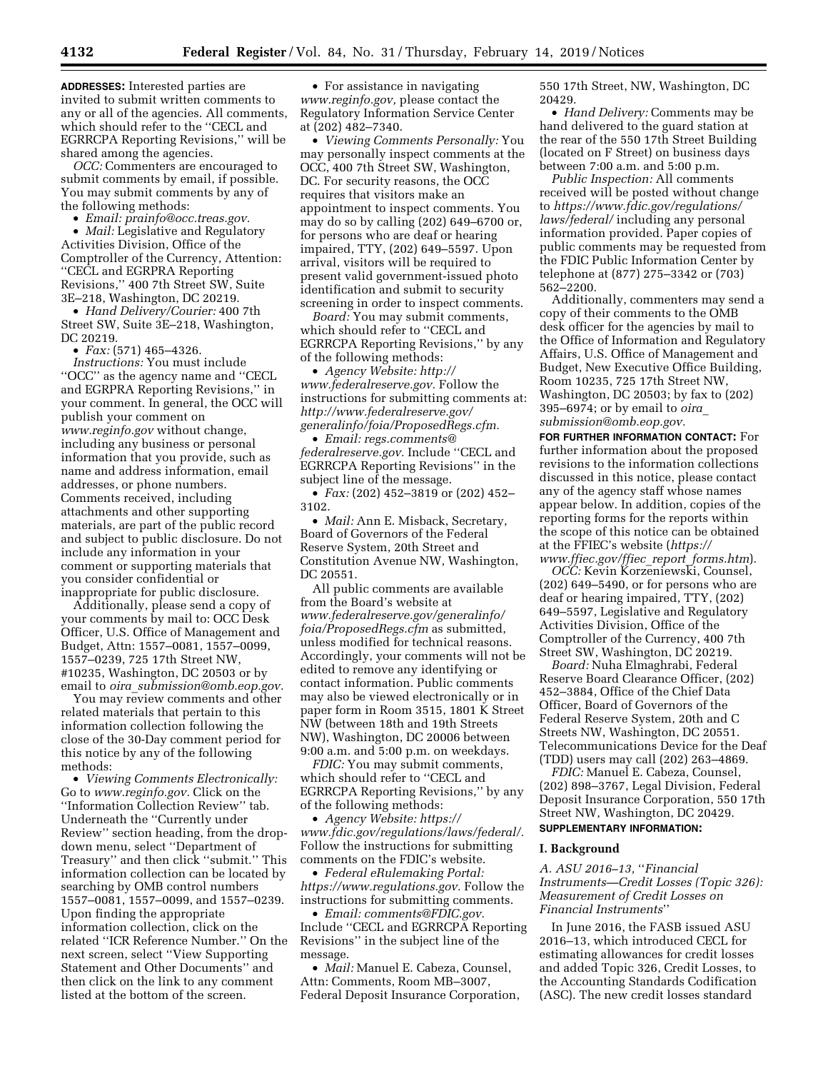**ADDRESSES:** Interested parties are invited to submit written comments to any or all of the agencies. All comments, which should refer to the ''CECL and EGRRCPA Reporting Revisions,'' will be shared among the agencies.

*OCC:* Commenters are encouraged to submit comments by email, if possible. You may submit comments by any of the following methods:

- *Email: prainfo@occ.treas.gov.*
- *Mail:* Legislative and Regulatory Activities Division, Office of the Comptroller of the Currency, Attention: ''CECL and EGRPRA Reporting Revisions,'' 400 7th Street SW, Suite 3E–218, Washington, DC 20219.
- *Hand Delivery/Courier:* 400 7th Street SW, Suite 3E–218, Washington, DC 20219.
- *Fax:* (571) 465–4326.

*Instructions:* You must include ''OCC'' as the agency name and ''CECL and EGRPRA Reporting Revisions,'' in your comment. In general, the OCC will publish your comment on *www.reginfo.gov* without change, including any business or personal information that you provide, such as name and address information, email addresses, or phone numbers. Comments received, including attachments and other supporting materials, are part of the public record and subject to public disclosure. Do not include any information in your comment or supporting materials that you consider confidential or inappropriate for public disclosure.

Additionally, please send a copy of your comments by mail to: OCC Desk Officer, U.S. Office of Management and Budget, Attn: 1557–0081, 1557–0099, 1557–0239, 725 17th Street NW, #10235, Washington, DC 20503 or by email to *oira_submission@omb.eop.gov.*

You may review comments and other related materials that pertain to this information collection following the close of the 30-Day comment period for this notice by any of the following methods:

- *Viewing Comments Electronically:* Go to *www.reginfo.gov.* Click on the ''Information Collection Review'' tab. Underneath the ''Currently under Review'' section heading, from the drop-down menu, select ''Department of Treasury'' and then click ''submit.'' This information collection can be located by searching by OMB control numbers 1557–0081, 1557–0099, and 1557–0239. Upon finding the appropriate information collection, click on the related ''ICR Reference Number.'' On the next screen, select ''View Supporting Statement and Other Documents'' and then click on the link to any comment listed at the bottom of the screen.
- For assistance in navigating *www.reginfo.gov,* please contact the Regulatory Information Service Center at (202) 482–7340.
- *Viewing Comments Personally:* You may personally inspect comments at the OCC, 400 7th Street SW, Washington, DC. For security reasons, the OCC requires that visitors make an appointment to inspect comments. You may do so by calling (202) 649–6700 or, for persons who are deaf or hearing impaired, TTY, (202) 649–5597. Upon arrival, visitors will be required to present valid government-issued photo identification and submit to security screening in order to inspect comments.

*Board:* You may submit comments, which should refer to ''CECL and EGRRCPA Reporting Revisions,'' by any of the following methods:

- *Agency Website: http://www.federalreserve.gov.* Follow the instructions for submitting comments at: *http://www.federalreserve.gov/generalinfo/foia/ProposedRegs.cfm.*
- *Email: regs.comments@federalreserve.gov.* Include ''CECL and EGRRCPA Reporting Revisions'' in the subject line of the message.
- *Fax:* (202) 452–3819 or (202) 452–3102.
- *Mail:* Ann E. Misback, Secretary, Board of Governors of the Federal Reserve System, 20th Street and Constitution Avenue NW, Washington, DC 20551.

All public comments are available from the Board's website at *www.federalreserve.gov/generalinfo/foia/ProposedRegs.cfm* as submitted, unless modified for technical reasons. Accordingly, your comments will not be edited to remove any identifying or contact information. Public comments may also be viewed electronically or in paper form in Room 3515, 1801 K Street NW (between 18th and 19th Streets NW), Washington, DC 20006 between 9:00 a.m. and 5:00 p.m. on weekdays.

*FDIC:* You may submit comments, which should refer to ''CECL and EGRRCPA Reporting Revisions,'' by any of the following methods:

- *Agency Website: https://www.fdic.gov/regulations/laws/federal/.* Follow the instructions for submitting comments on the FDIC's website.
- *Federal eRulemaking Portal: https://www.regulations.gov.* Follow the instructions for submitting comments.
- *Email: comments@FDIC.gov.* Include ''CECL and EGRRCPA Reporting Revisions'' in the subject line of the message.
- *Mail:* Manuel E. Cabeza, Counsel, Attn: Comments, Room MB–3007, Federal Deposit Insurance Corporation, 550 17th Street, NW, Washington, DC 20429.
- *Hand Delivery:* Comments may be hand delivered to the guard station at the rear of the 550 17th Street Building (located on F Street) on business days between 7:00 a.m. and 5:00 p.m.

*Public Inspection:* All comments received will be posted without change to *https://www.fdic.gov/regulations/laws/federal/* including any personal information provided. Paper copies of public comments may be requested from the FDIC Public Information Center by telephone at (877) 275–3342 or (703) 562–2200.

Additionally, commenters may send a copy of their comments to the OMB desk officer for the agencies by mail to the Office of Information and Regulatory Affairs, U.S. Office of Management and Budget, New Executive Office Building, Room 10235, 725 17th Street NW, Washington, DC 20503; by fax to (202) 395–6974; or by email to *oira_submission@omb.eop.gov.*

**FOR FURTHER INFORMATION CONTACT:** For further information about the proposed revisions to the information collections discussed in this notice, please contact any of the agency staff whose names appear below. In addition, copies of the reporting forms for the reports within the scope of this notice can be obtained at the FFIEC's website (*https://www.ffiec.gov/ffiec_report_forms.htm*).

*OCC:* Kevin Korzeniewski, Counsel, (202) 649–5490, or for persons who are deaf or hearing impaired, TTY, (202) 649–5597, Legislative and Regulatory Activities Division, Office of the Comptroller of the Currency, 400 7th Street SW, Washington, DC 20219.

*Board:* Nuha Elmaghrabi, Federal Reserve Board Clearance Officer, (202) 452–3884, Office of the Chief Data Officer, Board of Governors of the Federal Reserve System, 20th and C Streets NW, Washington, DC 20551. Telecommunications Device for the Deaf (TDD) users may call (202) 263–4869.

*FDIC:* Manuel E. Cabeza, Counsel, (202) 898–3767, Legal Division, Federal Deposit Insurance Corporation, 550 17th Street NW, Washington, DC 20429.

**SUPPLEMENTARY INFORMATION:**

## I. Background

### *A. ASU 2016–13, ''Financial Instruments—Credit Losses (Topic 326): Measurement of Credit Losses on Financial Instruments''*

In June 2016, the FASB issued ASU 2016–13, which introduced CECL for estimating allowances for credit losses and added Topic 326, Credit Losses, to the Accounting Standards Codification (ASC). The new credit losses standard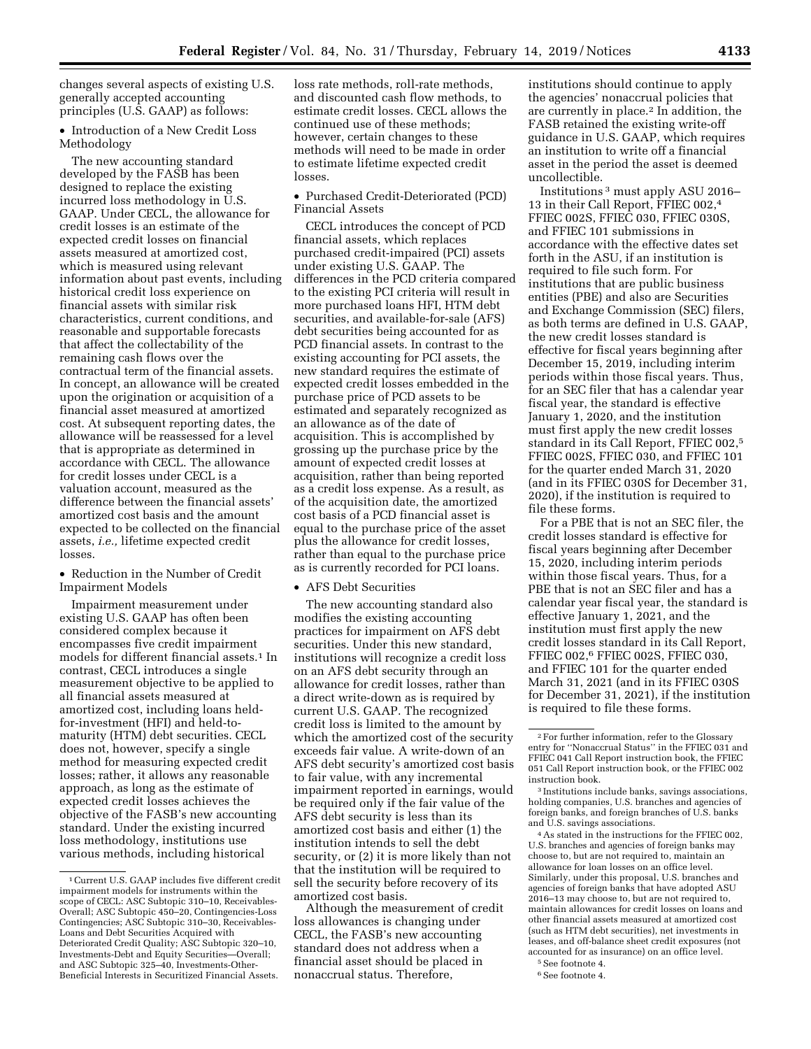changes several aspects of existing U.S. generally accepted accounting principles (U.S. GAAP) as follows:

• Introduction of a New Credit Loss Methodology

The new accounting standard developed by the FASB has been designed to replace the existing incurred loss methodology in U.S. GAAP. Under CECL, the allowance for credit losses is an estimate of the expected credit losses on financial assets measured at amortized cost, which is measured using relevant information about past events, including historical credit loss experience on financial assets with similar risk characteristics, current conditions, and reasonable and supportable forecasts that affect the collectability of the remaining cash flows over the contractual term of the financial assets. In concept, an allowance will be created upon the origination or acquisition of a financial asset measured at amortized cost. At subsequent reporting dates, the allowance will be reassessed for a level that is appropriate as determined in accordance with CECL. The allowance for credit losses under CECL is a valuation account, measured as the difference between the financial assets' amortized cost basis and the amount expected to be collected on the financial assets, *i.e.,* lifetime expected credit losses.

• Reduction in the Number of Credit Impairment Models

Impairment measurement under existing U.S. GAAP has often been considered complex because it encompasses five credit impairment models for different financial assets.[1] In contrast, CECL introduces a single measurement objective to be applied to all financial assets measured at amortized cost, including loans held-for-investment (HFI) and held-to-maturity (HTM) debt securities. CECL does not, however, specify a single method for measuring expected credit losses; rather, it allows any reasonable approach, as long as the estimate of expected credit losses achieves the objective of the FASB's new accounting standard. Under the existing incurred loss methodology, institutions use various methods, including historical loss rate methods, roll-rate methods, and discounted cash flow methods, to estimate credit losses. CECL allows the continued use of these methods; however, certain changes to these methods will need to be made in order to estimate lifetime expected credit losses.

• Purchased Credit-Deteriorated (PCD) Financial Assets

CECL introduces the concept of PCD financial assets, which replaces purchased credit-impaired (PCI) assets under existing U.S. GAAP. The differences in the PCD criteria compared to the existing PCI criteria will result in more purchased loans HFI, HTM debt securities, and available-for-sale (AFS) debt securities being accounted for as PCD financial assets. In contrast to the existing accounting for PCI assets, the new standard requires the estimate of expected credit losses embedded in the purchase price of PCD assets to be estimated and separately recognized as an allowance as of the date of acquisition. This is accomplished by grossing up the purchase price by the amount of expected credit losses at acquisition, rather than being reported as a credit loss expense. As a result, as of the acquisition date, the amortized cost basis of a PCD financial asset is equal to the purchase price of the asset plus the allowance for credit losses, rather than equal to the purchase price as is currently recorded for PCI loans.

• AFS Debt Securities

The new accounting standard also modifies the existing accounting practices for impairment on AFS debt securities. Under this new standard, institutions will recognize a credit loss on an AFS debt security through an allowance for credit losses, rather than a direct write-down as is required by current U.S. GAAP. The recognized credit loss is limited to the amount by which the amortized cost of the security exceeds fair value. A write-down of an AFS debt security's amortized cost basis to fair value, with any incremental impairment reported in earnings, would be required only if the fair value of the AFS debt security is less than its amortized cost basis and either (1) the institution intends to sell the debt security, or (2) it is more likely than not that the institution will be required to sell the security before recovery of its amortized cost basis.

Although the measurement of credit loss allowances is changing under CECL, the FASB's new accounting standard does not address when a financial asset should be placed in nonaccrual status. Therefore, institutions should continue to apply the agencies' nonaccrual policies that are currently in place.[2] In addition, the FASB retained the existing write-off guidance in U.S. GAAP, which requires an institution to write off a financial asset in the period the asset is deemed uncollectible.

Institutions[3] must apply ASU 2016–13 in their Call Report, FFIEC 002,[4] FFIEC 002S, FFIEC 030, FFIEC 030S, and FFIEC 101 submissions in accordance with the effective dates set forth in the ASU, if an institution is required to file such form. For institutions that are public business entities (PBE) and also are Securities and Exchange Commission (SEC) filers, as both terms are defined in U.S. GAAP, the new credit losses standard is effective for fiscal years beginning after December 15, 2019, including interim periods within those fiscal years. Thus, for an SEC filer that has a calendar year fiscal year, the standard is effective January 1, 2020, and the institution must first apply the new credit losses standard in its Call Report, FFIEC 002,[5] FFIEC 002S, FFIEC 030, and FFIEC 101 for the quarter ended March 31, 2020 (and in its FFIEC 030S for December 31, 2020), if the institution is required to file these forms.

For a PBE that is not an SEC filer, the credit losses standard is effective for fiscal years beginning after December 15, 2020, including interim periods within those fiscal years. Thus, for a PBE that is not an SEC filer and has a calendar year fiscal year, the standard is effective January 1, 2021, and the institution must first apply the new credit losses standard in its Call Report, FFIEC 002,[6] FFIEC 002S, FFIEC 030, and FFIEC 101 for the quarter ended March 31, 2021 (and in its FFIEC 030S for December 31, 2021), if the institution is required to file these forms.

---

[1] Current U.S. GAAP includes five different credit impairment models for instruments within the scope of CECL: ASC Subtopic 310–10, Receivables-Overall; ASC Subtopic 450–20, Contingencies-Loss Contingencies; ASC Subtopic 310–30, Receivables-Loans and Debt Securities Acquired with Deteriorated Credit Quality; ASC Subtopic 320–10, Investments-Debt and Equity Securities—Overall; and ASC Subtopic 325–40, Investments-Other-Beneficial Interests in Securitized Financial Assets.

[2] For further information, refer to the Glossary entry for ''Nonaccrual Status'' in the FFIEC 031 and FFIEC 041 Call Report instruction book, the FFIEC 051 Call Report instruction book, or the FFIEC 002 instruction book.

[3] Institutions include banks, savings associations, holding companies, U.S. branches and agencies of foreign banks, and foreign branches of U.S. banks and U.S. savings associations.

[4] As stated in the instructions for the FFIEC 002, U.S. branches and agencies of foreign banks may choose to, but are not required to, maintain an allowance for loan losses on an office level. Similarly, under this proposal, U.S. branches and agencies of foreign banks that have adopted ASU 2016–13 may choose to, but are not required to, maintain allowances for credit losses on loans and other financial assets measured at amortized cost (such as HTM debt securities), net investments in leases, and off-balance sheet credit exposures (not accounted for as insurance) on an office level.

[5] See footnote 4.

[6] See footnote 4.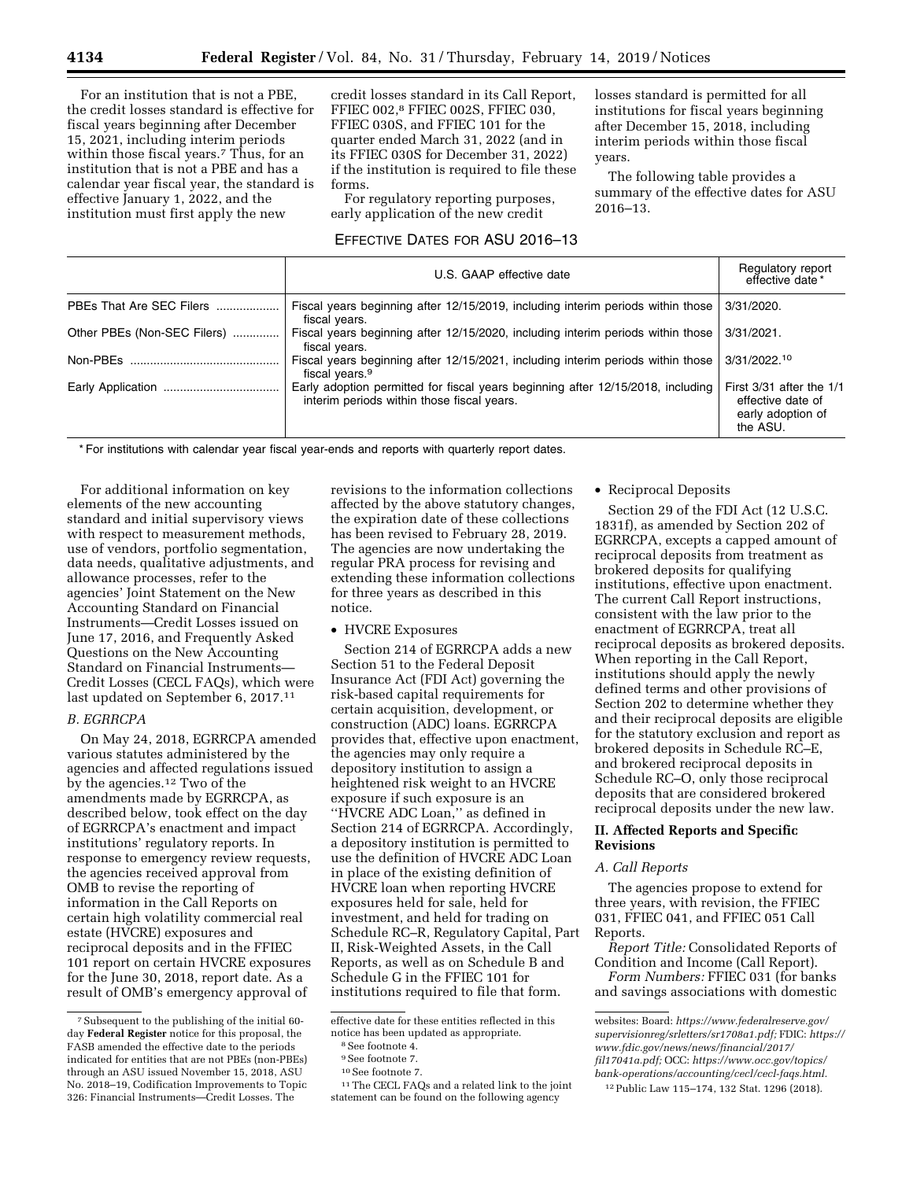For an institution that is not a PBE, the credit losses standard is effective for fiscal years beginning after December 15, 2021, including interim periods within those fiscal years.[7] Thus, for an institution that is not a PBE and has a calendar year fiscal year, the standard is effective January 1, 2022, and the institution must first apply the new credit losses standard in its Call Report, FFIEC 002,[8] FFIEC 002S, FFIEC 030, FFIEC 030S, and FFIEC 101 for the quarter ended March 31, 2022 (and in its FFIEC 030S for December 31, 2022) if the institution is required to file these forms.

For regulatory reporting purposes, early application of the new credit losses standard is permitted for all institutions for fiscal years beginning after December 15, 2018, including interim periods within those fiscal years.

The following table provides a summary of the effective dates for ASU 2016–13.

EFFECTIVE DATES FOR ASU 2016–13

| | U.S. GAAP effective date | Regulatory report effective date * |
|---|---|---|
| PBEs That Are SEC Filers | Fiscal years beginning after 12/15/2019, including interim periods within those fiscal years. | 3/31/2020. |
| Other PBEs (Non-SEC Filers) | Fiscal years beginning after 12/15/2020, including interim periods within those fiscal years. | 3/31/2021. |
| Non-PBEs | Fiscal years beginning after 12/15/2021, including interim periods within those fiscal years.[9] | 3/31/2022.[10] |
| Early Application | Early adoption permitted for fiscal years beginning after 12/15/2018, including interim periods within those fiscal years. | First 3/31 after the 1/1 effective date of early adoption of the ASU. |

\* For institutions with calendar year fiscal year-ends and reports with quarterly report dates.

For additional information on key elements of the new accounting standard and initial supervisory views with respect to measurement methods, use of vendors, portfolio segmentation, data needs, qualitative adjustments, and allowance processes, refer to the agencies' Joint Statement on the New Accounting Standard on Financial Instruments—Credit Losses issued on June 17, 2016, and Frequently Asked Questions on the New Accounting Standard on Financial Instruments—Credit Losses (CECL FAQs), which were last updated on September 6, 2017.[11]

### *B. EGRRCPA*

On May 24, 2018, EGRRCPA amended various statutes administered by the agencies and affected regulations issued by the agencies.[12] Two of the amendments made by EGRRCPA, as described below, took effect on the day of EGRRCPA's enactment and impact institutions' regulatory reports. In response to emergency review requests, the agencies received approval from OMB to revise the reporting of information in the Call Reports on certain high volatility commercial real estate (HVCRE) exposures and reciprocal deposits and in the FFIEC 101 report on certain HVCRE exposures for the June 30, 2018, report date. As a result of OMB's emergency approval of revisions to the information collections affected by the above statutory changes, the expiration date of these collections has been revised to February 28, 2019. The agencies are now undertaking the regular PRA process for revising and extending these information collections for three years as described in this notice.

- HVCRE Exposures

Section 214 of EGRRCPA adds a new Section 51 to the Federal Deposit Insurance Act (FDI Act) governing the risk-based capital requirements for certain acquisition, development, or construction (ADC) loans. EGRRCPA provides that, effective upon enactment, the agencies may only require a depository institution to assign a heightened risk weight to an HVCRE exposure if such exposure is an "HVCRE ADC Loan," as defined in Section 214 of EGRRCPA. Accordingly, a depository institution is permitted to use the definition of HVCRE ADC Loan in place of the existing definition of HVCRE loan when reporting HVCRE exposures held for sale, held for investment, and held for trading on Schedule RC–R, Regulatory Capital, Part II, Risk-Weighted Assets, in the Call Reports, as well as on Schedule B and Schedule G in the FFIEC 101 for institutions required to file that form.

- Reciprocal Deposits

Section 29 of the FDI Act (12 U.S.C. 1831f), as amended by Section 202 of EGRRCPA, excepts a capped amount of reciprocal deposits from treatment as brokered deposits for qualifying institutions, effective upon enactment. The current Call Report instructions, consistent with the law prior to the enactment of EGRRCPA, treat all reciprocal deposits as brokered deposits. When reporting in the Call Report, institutions should apply the newly defined terms and other provisions of Section 202 to determine whether they and their reciprocal deposits are eligible for the statutory exclusion and report as brokered deposits in Schedule RC–E, and brokered reciprocal deposits in Schedule RC–O, only those reciprocal deposits that are considered brokered reciprocal deposits under the new law.

## II. Affected Reports and Specific Revisions

### *A. Call Reports*

The agencies propose to extend for three years, with revision, the FFIEC 031, FFIEC 041, and FFIEC 051 Call Reports.

*Report Title:* Consolidated Reports of Condition and Income (Call Report).

*Form Numbers:* FFIEC 031 (for banks and savings associations with domestic

---

[7] Subsequent to the publishing of the initial 60-day **Federal Register** notice for this proposal, the FASB amended the effective date to the periods indicated for entities that are not PBEs (non-PBEs) through an ASU issued November 15, 2018, ASU No. 2018–19, Codification Improvements to Topic 326: Financial Instruments—Credit Losses. The effective date for these entities reflected in this notice has been updated as appropriate.

[8] See footnote 4.

[9] See footnote 7.

[10] See footnote 7.

[11] The CECL FAQs and a related link to the joint statement can be found on the following agency websites: Board: *https://www.federalreserve.gov/supervisionreg/srletters/sr1708a1.pdf;* FDIC: *https://www.fdic.gov/news/news/financial/2017/fil17041a.pdf;* OCC: *https://www.occ.gov/topics/bank-operations/accounting/cecl/cecl-faqs.html.*

[12] Public Law 115–174, 132 Stat. 1296 (2018).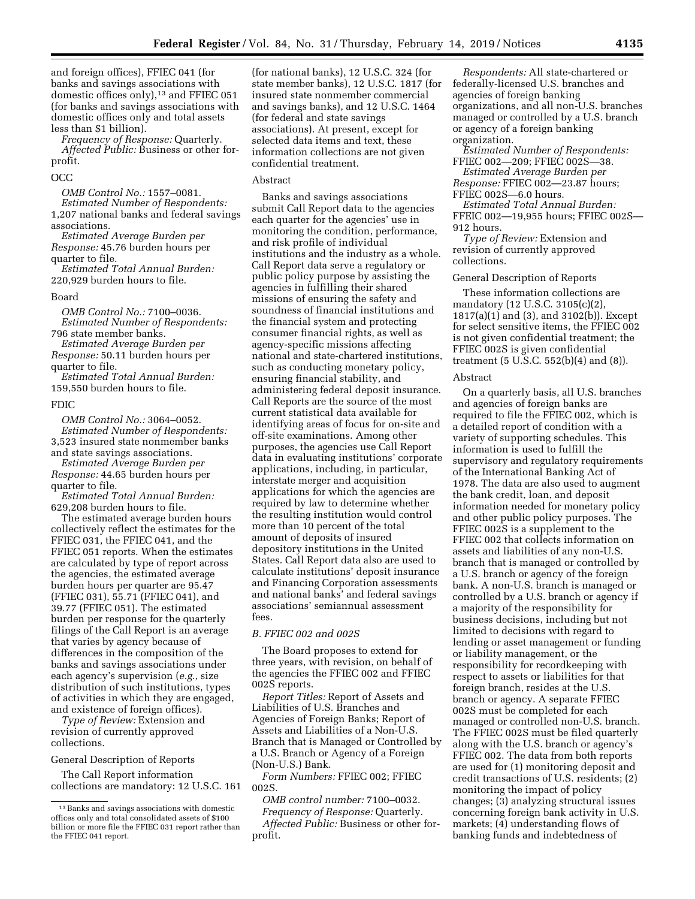and foreign offices), FFIEC 041 (for banks and savings associations with domestic offices only),[13] and FFIEC 051 (for banks and savings associations with domestic offices only and total assets less than $1 billion).

*Frequency of Response:* Quarterly.

*Affected Public:* Business or other for-profit.

OCC

*OMB Control No.:* 1557–0081.

*Estimated Number of Respondents:* 1,207 national banks and federal savings associations.

*Estimated Average Burden per Response:* 45.76 burden hours per quarter to file.

*Estimated Total Annual Burden:* 220,929 burden hours to file.

Board

*OMB Control No.:* 7100–0036.

*Estimated Number of Respondents:* 796 state member banks.

*Estimated Average Burden per Response:* 50.11 burden hours per quarter to file.

*Estimated Total Annual Burden:* 159,550 burden hours to file.

FDIC

*OMB Control No.:* 3064–0052.

*Estimated Number of Respondents:* 3,523 insured state nonmember banks and state savings associations.

*Estimated Average Burden per Response:* 44.65 burden hours per quarter to file.

*Estimated Total Annual Burden:* 629,208 burden hours to file.

The estimated average burden hours collectively reflect the estimates for the FFIEC 031, the FFIEC 041, and the FFIEC 051 reports. When the estimates are calculated by type of report across the agencies, the estimated average burden hours per quarter are 95.47 (FFIEC 031), 55.71 (FFIEC 041), and 39.77 (FFIEC 051). The estimated burden per response for the quarterly filings of the Call Report is an average that varies by agency because of differences in the composition of the banks and savings associations under each agency's supervision (*e.g.,* size distribution of such institutions, types of activities in which they are engaged, and existence of foreign offices).

*Type of Review:* Extension and revision of currently approved collections.

General Description of Reports

The Call Report information collections are mandatory: 12 U.S.C. 161 (for national banks), 12 U.S.C. 324 (for state member banks), 12 U.S.C. 1817 (for insured state nonmember commercial and savings banks), and 12 U.S.C. 1464 (for federal and state savings associations). At present, except for selected data items and text, these information collections are not given confidential treatment.

Abstract

Banks and savings associations submit Call Report data to the agencies each quarter for the agencies' use in monitoring the condition, performance, and risk profile of individual institutions and the industry as a whole. Call Report data serve a regulatory or public policy purpose by assisting the agencies in fulfilling their shared missions of ensuring the safety and soundness of financial institutions and the financial system and protecting consumer financial rights, as well as agency-specific missions affecting national and state-chartered institutions, such as conducting monetary policy, ensuring financial stability, and administering federal deposit insurance. Call Reports are the source of the most current statistical data available for identifying areas of focus for on-site and off-site examinations. Among other purposes, the agencies use Call Report data in evaluating institutions' corporate applications, including, in particular, interstate merger and acquisition applications for which the agencies are required by law to determine whether the resulting institution would control more than 10 percent of the total amount of deposits of insured depository institutions in the United States. Call Report data also are used to calculate institutions' deposit insurance and Financing Corporation assessments and national banks' and federal savings associations' semiannual assessment fees.

### *B. FFIEC 002 and 002S*

The Board proposes to extend for three years, with revision, on behalf of the agencies the FFIEC 002 and FFIEC 002S reports.

*Report Titles:* Report of Assets and Liabilities of U.S. Branches and Agencies of Foreign Banks; Report of Assets and Liabilities of a Non-U.S. Branch that is Managed or Controlled by a U.S. Branch or Agency of a Foreign (Non-U.S.) Bank.

*Form Numbers:* FFIEC 002; FFIEC 002S.

*OMB control number:* 7100–0032.

*Frequency of Response:* Quarterly.

*Affected Public:* Business or other for-profit.

*Respondents:* All state-chartered or federally-licensed U.S. branches and agencies of foreign banking organizations, and all non-U.S. branches managed or controlled by a U.S. branch or agency of a foreign banking organization.

*Estimated Number of Respondents:* FFIEC 002—209; FFIEC 002S—38.

*Estimated Average Burden per Response:* FFIEC 002—23.87 hours; FFIEC 002S—6.0 hours.

*Estimated Total Annual Burden:* FFEIC 002—19,955 hours; FFIEC 002S—912 hours.

*Type of Review:* Extension and revision of currently approved collections.

General Description of Reports

These information collections are mandatory (12 U.S.C. 3105(c)(2), 1817(a)(1) and (3), and 3102(b)). Except for select sensitive items, the FFIEC 002 is not given confidential treatment; the FFIEC 002S is given confidential treatment (5 U.S.C. 552(b)(4) and (8)).

Abstract

On a quarterly basis, all U.S. branches and agencies of foreign banks are required to file the FFIEC 002, which is a detailed report of condition with a variety of supporting schedules. This information is used to fulfill the supervisory and regulatory requirements of the International Banking Act of 1978. The data are also used to augment the bank credit, loan, and deposit information needed for monetary policy and other public policy purposes. The FFIEC 002S is a supplement to the FFIEC 002 that collects information on assets and liabilities of any non-U.S. branch that is managed or controlled by a U.S. branch or agency of the foreign bank. A non-U.S. branch is managed or controlled by a U.S. branch or agency if a majority of the responsibility for business decisions, including but not limited to decisions with regard to lending or asset management or funding or liability management, or the responsibility for recordkeeping with respect to assets or liabilities for that foreign branch, resides at the U.S. branch or agency. A separate FFIEC 002S must be completed for each managed or controlled non-U.S. branch. The FFIEC 002S must be filed quarterly along with the U.S. branch or agency's FFIEC 002. The data from both reports are used for (1) monitoring deposit and credit transactions of U.S. residents; (2) monitoring the impact of policy changes; (3) analyzing structural issues concerning foreign bank activity in U.S. markets; (4) understanding flows of banking funds and indebtedness of

[13] Banks and savings associations with domestic offices only and total consolidated assets of $100 billion or more file the FFIEC 031 report rather than the FFIEC 041 report.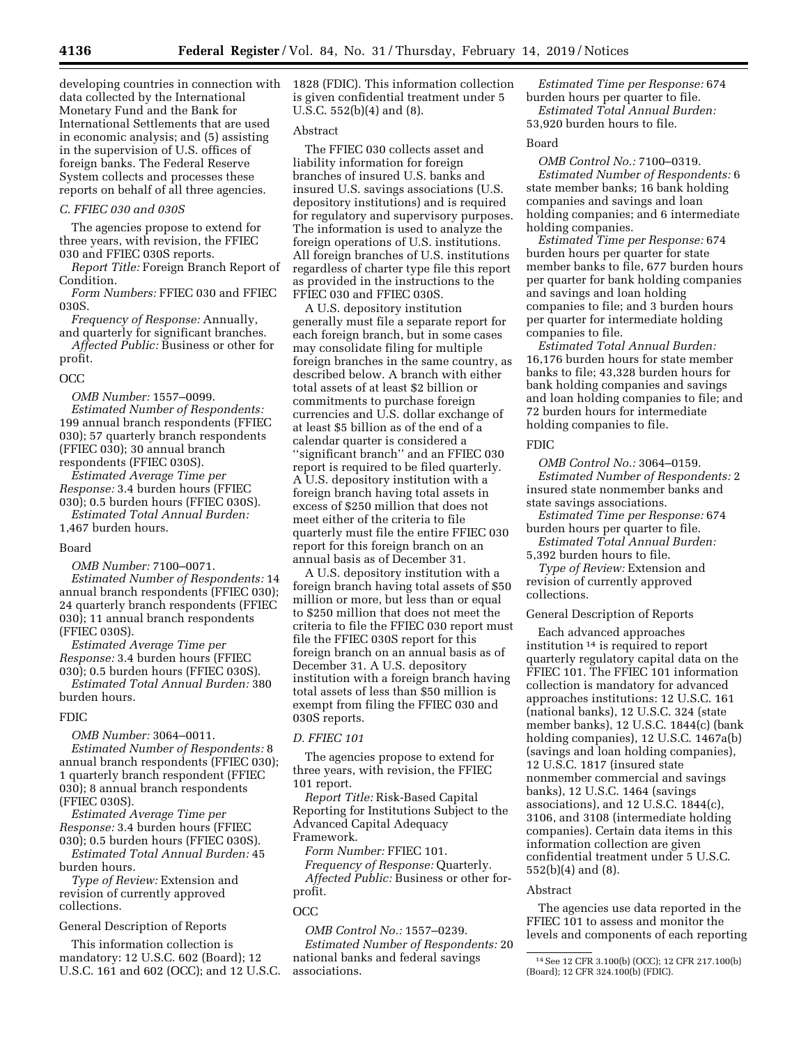developing countries in connection with data collected by the International Monetary Fund and the Bank for International Settlements that are used in economic analysis; and (5) assisting in the supervision of U.S. offices of foreign banks. The Federal Reserve System collects and processes these reports on behalf of all three agencies.

### C. FFIEC 030 and 030S

The agencies propose to extend for three years, with revision, the FFIEC 030 and FFIEC 030S reports.

*Report Title:* Foreign Branch Report of Condition.

*Form Numbers:* FFIEC 030 and FFIEC 030S.

*Frequency of Response:* Annually, and quarterly for significant branches.

*Affected Public:* Business or other for profit.

OCC

*OMB Number:* 1557–0099.

*Estimated Number of Respondents:* 199 annual branch respondents (FFIEC 030); 57 quarterly branch respondents (FFIEC 030); 30 annual branch respondents (FFIEC 030S).

*Estimated Average Time per Response:* 3.4 burden hours (FFIEC 030); 0.5 burden hours (FFIEC 030S).

*Estimated Total Annual Burden:* 1,467 burden hours.

Board

*OMB Number:* 7100–0071.

*Estimated Number of Respondents:* 14 annual branch respondents (FFIEC 030); 24 quarterly branch respondents (FFIEC 030); 11 annual branch respondents (FFIEC 030S).

*Estimated Average Time per Response:* 3.4 burden hours (FFIEC 030); 0.5 burden hours (FFIEC 030S).

*Estimated Total Annual Burden:* 380 burden hours.

FDIC

*OMB Number:* 3064–0011.

*Estimated Number of Respondents:* 8 annual branch respondents (FFIEC 030); 1 quarterly branch respondent (FFIEC 030); 8 annual branch respondents (FFIEC 030S).

*Estimated Average Time per Response:* 3.4 burden hours (FFIEC 030); 0.5 burden hours (FFIEC 030S).

*Estimated Total Annual Burden:* 45 burden hours.

*Type of Review:* Extension and revision of currently approved collections.

General Description of Reports

This information collection is mandatory: 12 U.S.C. 602 (Board); 12 U.S.C. 161 and 602 (OCC); and 12 U.S.C. 1828 (FDIC). This information collection is given confidential treatment under 5 U.S.C. 552(b)(4) and (8).

Abstract

The FFIEC 030 collects asset and liability information for foreign branches of insured U.S. banks and insured U.S. savings associations (U.S. depository institutions) and is required for regulatory and supervisory purposes. The information is used to analyze the foreign operations of U.S. institutions. All foreign branches of U.S. institutions regardless of charter type file this report as provided in the instructions to the FFIEC 030 and FFIEC 030S.

A U.S. depository institution generally must file a separate report for each foreign branch, but in some cases may consolidate filing for multiple foreign branches in the same country, as described below. A branch with either total assets of at least $2 billion or commitments to purchase foreign currencies and U.S. dollar exchange of at least $5 billion as of the end of a calendar quarter is considered a ''significant branch'' and an FFIEC 030 report is required to be filed quarterly. A U.S. depository institution with a foreign branch having total assets in excess of $250 million that does not meet either of the criteria to file quarterly must file the entire FFIEC 030 report for this foreign branch on an annual basis as of December 31.

A U.S. depository institution with a foreign branch having total assets of $50 million or more, but less than or equal to $250 million that does not meet the criteria to file the FFIEC 030 report must file the FFIEC 030S report for this foreign branch on an annual basis as of December 31. A U.S. depository institution with a foreign branch having total assets of less than $50 million is exempt from filing the FFIEC 030 and 030S reports.

### D. FFIEC 101

The agencies propose to extend for three years, with revision, the FFIEC 101 report.

*Report Title:* Risk-Based Capital Reporting for Institutions Subject to the Advanced Capital Adequacy Framework.

*Form Number:* FFIEC 101.

*Frequency of Response:* Quarterly.

*Affected Public:* Business or other for-profit.

OCC

*OMB Control No.:* 1557–0239.

*Estimated Number of Respondents:* 20 national banks and federal savings associations.

*Estimated Time per Response:* 674 burden hours per quarter to file.

*Estimated Total Annual Burden:* 53,920 burden hours to file.

Board

*OMB Control No.:* 7100–0319.

*Estimated Number of Respondents:* 6 state member banks; 16 bank holding companies and savings and loan holding companies; and 6 intermediate holding companies.

*Estimated Time per Response:* 674 burden hours per quarter for state member banks to file, 677 burden hours per quarter for bank holding companies and savings and loan holding companies to file; and 3 burden hours per quarter for intermediate holding companies to file.

*Estimated Total Annual Burden:* 16,176 burden hours for state member banks to file; 43,328 burden hours for bank holding companies and savings and loan holding companies to file; and 72 burden hours for intermediate holding companies to file.

FDIC

*OMB Control No.:* 3064–0159.

*Estimated Number of Respondents:* 2 insured state nonmember banks and state savings associations.

*Estimated Time per Response:* 674 burden hours per quarter to file.

*Estimated Total Annual Burden:* 5,392 burden hours to file.

*Type of Review:* Extension and revision of currently approved collections.

General Description of Reports

Each advanced approaches institution [14] is required to report quarterly regulatory capital data on the FFIEC 101. The FFIEC 101 information collection is mandatory for advanced approaches institutions: 12 U.S.C. 161 (national banks), 12 U.S.C. 324 (state member banks), 12 U.S.C. 1844(c) (bank holding companies), 12 U.S.C. 1467a(b) (savings and loan holding companies), 12 U.S.C. 1817 (insured state nonmember commercial and savings banks), 12 U.S.C. 1464 (savings associations), and 12 U.S.C. 1844(c), 3106, and 3108 (intermediate holding companies). Certain data items in this information collection are given confidential treatment under 5 U.S.C. 552(b)(4) and (8).

Abstract

The agencies use data reported in the FFIEC 101 to assess and monitor the levels and components of each reporting

[14] See 12 CFR 3.100(b) (OCC); 12 CFR 217.100(b) (Board); 12 CFR 324.100(b) (FDIC).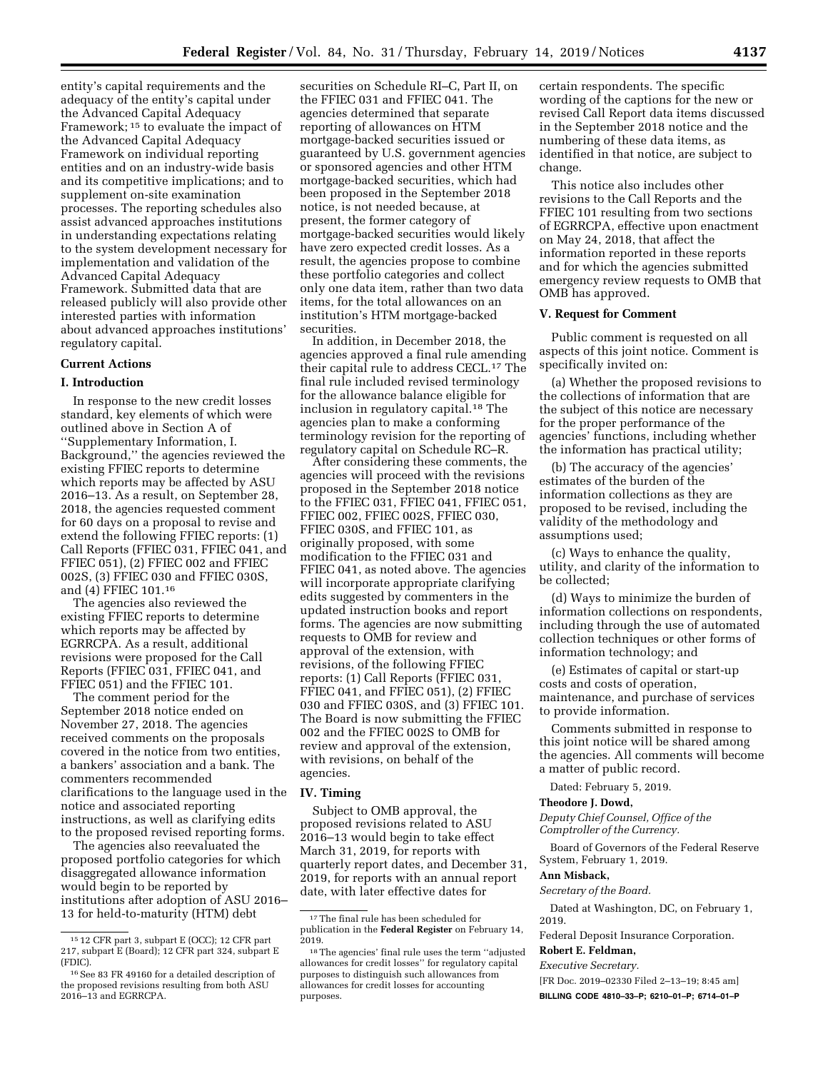entity's capital requirements and the adequacy of the entity's capital under the Advanced Capital Adequacy Framework;[15] to evaluate the impact of the Advanced Capital Adequacy Framework on individual reporting entities and on an industry-wide basis and its competitive implications; and to supplement on-site examination processes. The reporting schedules also assist advanced approaches institutions in understanding expectations relating to the system development necessary for implementation and validation of the Advanced Capital Adequacy Framework. Submitted data that are released publicly will also provide other interested parties with information about advanced approaches institutions' regulatory capital.

**Current Actions**

**I. Introduction**

In response to the new credit losses standard, key elements of which were outlined above in Section A of ''Supplementary Information, I. Background,'' the agencies reviewed the existing FFIEC reports to determine which reports may be affected by ASU 2016–13. As a result, on September 28, 2018, the agencies requested comment for 60 days on a proposal to revise and extend the following FFIEC reports: (1) Call Reports (FFIEC 031, FFIEC 041, and FFIEC 051), (2) FFIEC 002 and FFIEC 002S, (3) FFIEC 030 and FFIEC 030S, and (4) FFIEC 101.[16]

The agencies also reviewed the existing FFIEC reports to determine which reports may be affected by EGRRCPA. As a result, additional revisions were proposed for the Call Reports (FFIEC 031, FFIEC 041, and FFIEC 051) and the FFIEC 101.

The comment period for the September 2018 notice ended on November 27, 2018. The agencies received comments on the proposals covered in the notice from two entities, a bankers' association and a bank. The commenters recommended clarifications to the language used in the notice and associated reporting instructions, as well as clarifying edits to the proposed revised reporting forms.

The agencies also reevaluated the proposed portfolio categories for which disaggregated allowance information would begin to be reported by institutions after adoption of ASU 2016–13 for held-to-maturity (HTM) debt securities on Schedule RI–C, Part II, on the FFIEC 031 and FFIEC 041. The agencies determined that separate reporting of allowances on HTM mortgage-backed securities issued or guaranteed by U.S. government agencies or sponsored agencies and other HTM mortgage-backed securities, which had been proposed in the September 2018 notice, is not needed because, at present, the former category of mortgage-backed securities would likely have zero expected credit losses. As a result, the agencies propose to combine these portfolio categories and collect only one data item, rather than two data items, for the total allowances on an institution's HTM mortgage-backed securities.

In addition, in December 2018, the agencies approved a final rule amending their capital rule to address CECL.[17] The final rule included revised terminology for the allowance balance eligible for inclusion in regulatory capital.[18] The agencies plan to make a conforming terminology revision for the reporting of regulatory capital on Schedule RC–R.

After considering these comments, the agencies will proceed with the revisions proposed in the September 2018 notice to the FFIEC 031, FFIEC 041, FFIEC 051, FFIEC 002, FFIEC 002S, FFIEC 030, FFIEC 030S, and FFIEC 101, as originally proposed, with some modification to the FFIEC 031 and FFIEC 041, as noted above. The agencies will incorporate appropriate clarifying edits suggested by commenters in the updated instruction books and report forms. The agencies are now submitting requests to OMB for review and approval of the extension, with revisions, of the following FFIEC reports: (1) Call Reports (FFIEC 031, FFIEC 041, and FFIEC 051), (2) FFIEC 030 and FFIEC 030S, and (3) FFIEC 101. The Board is now submitting the FFIEC 002 and the FFIEC 002S to OMB for review and approval of the extension, with revisions, on behalf of the agencies.

**IV. Timing**

Subject to OMB approval, the proposed revisions related to ASU 2016–13 would begin to take effect March 31, 2019, for reports with quarterly report dates, and December 31, 2019, for reports with an annual report date, with later effective dates for certain respondents. The specific wording of the captions for the new or revised Call Report data items discussed in the September 2018 notice and the numbering of these data items, as identified in that notice, are subject to change.

This notice also includes other revisions to the Call Reports and the FFIEC 101 resulting from two sections of EGRRCPA, effective upon enactment on May 24, 2018, that affect the information reported in these reports and for which the agencies submitted emergency review requests to OMB that OMB has approved.

**V. Request for Comment**

Public comment is requested on all aspects of this joint notice. Comment is specifically invited on:

(a) Whether the proposed revisions to the collections of information that are the subject of this notice are necessary for the proper performance of the agencies' functions, including whether the information has practical utility;

(b) The accuracy of the agencies' estimates of the burden of the information collections as they are proposed to be revised, including the validity of the methodology and assumptions used;

(c) Ways to enhance the quality, utility, and clarity of the information to be collected;

(d) Ways to minimize the burden of information collections on respondents, including through the use of automated collection techniques or other forms of information technology; and

(e) Estimates of capital or start-up costs and costs of operation, maintenance, and purchase of services to provide information.

Comments submitted in response to this joint notice will be shared among the agencies. All comments will become a matter of public record.

Dated: February 5, 2019.

**Theodore J. Dowd,**

*Deputy Chief Counsel, Office of the Comptroller of the Currency.*

Board of Governors of the Federal Reserve System, February 1, 2019.

**Ann Misback,**

*Secretary of the Board.*

Dated at Washington, DC, on February 1, 2019.

Federal Deposit Insurance Corporation.

**Robert E. Feldman,**

*Executive Secretary.*

[FR Doc. 2019–02330 Filed 2–13–19; 8:45 am]

**BILLING CODE 4810–33–P; 6210–01–P; 6714–01–P**

---

[15] 12 CFR part 3, subpart E (OCC); 12 CFR part 217, subpart E (Board); 12 CFR part 324, subpart E (FDIC).

[16] See 83 FR 49160 for a detailed description of the proposed revisions resulting from both ASU 2016–13 and EGRRCPA.

[17] The final rule has been scheduled for publication in the **Federal Register** on February 14, 2019.

[18] The agencies' final rule uses the term ''adjusted allowances for credit losses'' for regulatory capital purposes to distinguish such allowances from allowances for credit losses for accounting purposes.